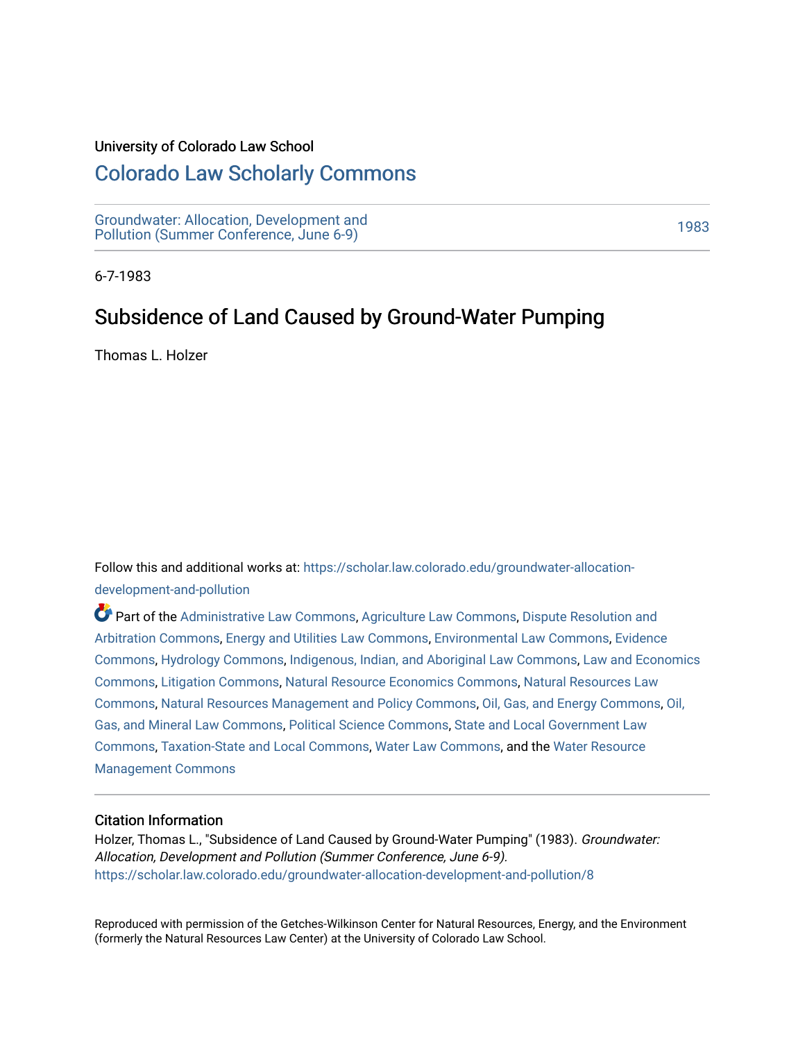University of Colorado Law School

# Colorado Law Scholarly Commons

Groundwater: Allocation, Development and Pollution (Summer Conference, June 6-9)

1983

6-7-1983

## Subsidence of Land Caused by Ground-Water Pumping

Thomas L. Holzer

Follow this and additional works at: https://scholar.law.colorado.edu/groundwater-allocation-development-and-pollution

Part of the Administrative Law Commons, Agriculture Law Commons, Dispute Resolution and Arbitration Commons, Energy and Utilities Law Commons, Environmental Law Commons, Evidence Commons, Hydrology Commons, Indigenous, Indian, and Aboriginal Law Commons, Law and Economics Commons, Litigation Commons, Natural Resource Economics Commons, Natural Resources Law Commons, Natural Resources Management and Policy Commons, Oil, Gas, and Energy Commons, Oil, Gas, and Mineral Law Commons, Political Science Commons, State and Local Government Law Commons, Taxation-State and Local Commons, Water Law Commons, and the Water Resource Management Commons

### Citation Information

Holzer, Thomas L., "Subsidence of Land Caused by Ground-Water Pumping" (1983). *Groundwater: Allocation, Development and Pollution (Summer Conference, June 6-9).*
https://scholar.law.colorado.edu/groundwater-allocation-development-and-pollution/8

Reproduced with permission of the Getches-Wilkinson Center for Natural Resources, Energy, and the Environment (formerly the Natural Resources Law Center) at the University of Colorado Law School.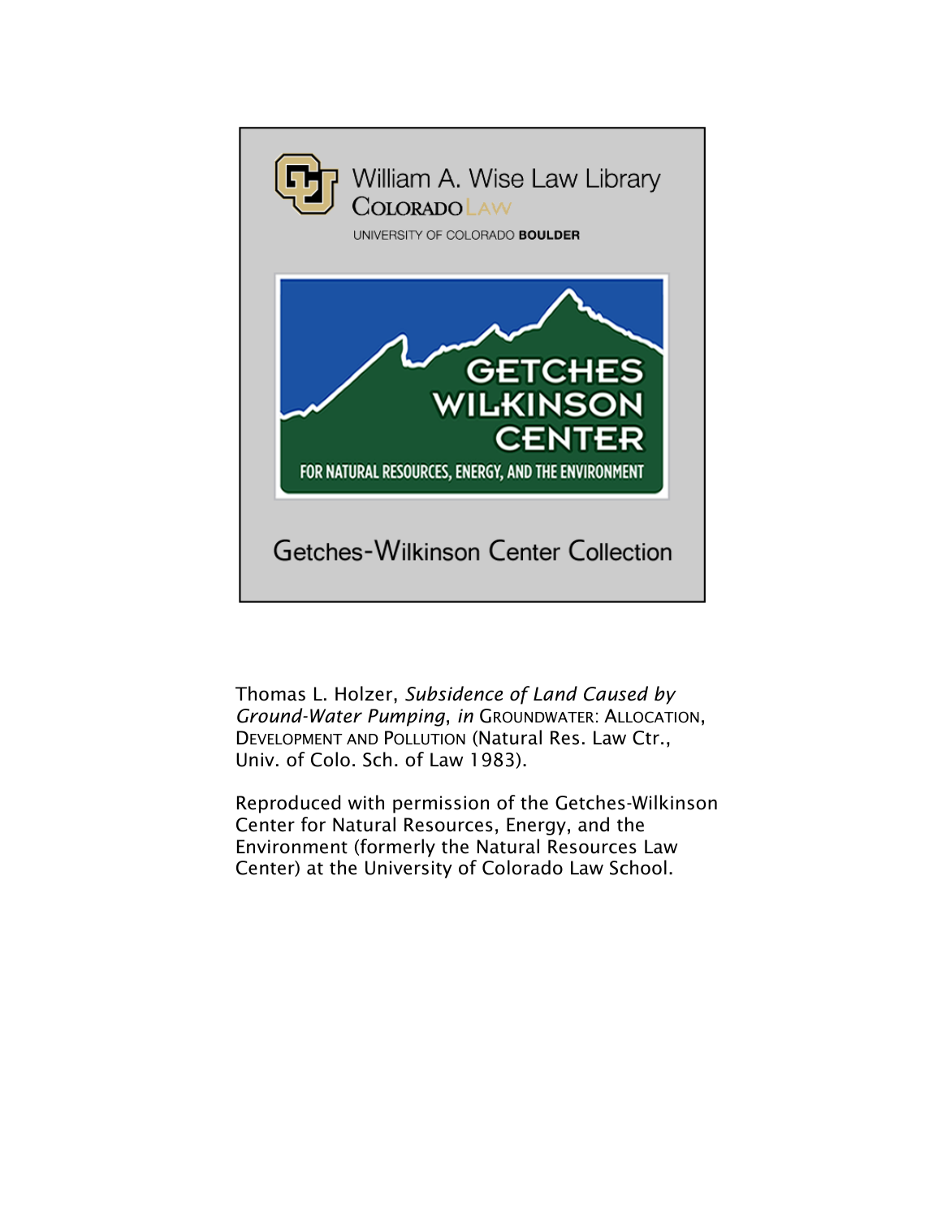William A. Wise Law Library

COLORADO LAW

UNIVERSITY OF COLORADO **BOULDER**

GETCHES WILKINSON CENTER

FOR NATURAL RESOURCES, ENERGY, AND THE ENVIRONMENT

Getches-Wilkinson Center Collection

Thomas L. Holzer, *Subsidence of Land Caused by Ground-Water Pumping*, *in* GROUNDWATER: ALLOCATION, DEVELOPMENT AND POLLUTION (Natural Res. Law Ctr., Univ. of Colo. Sch. of Law 1983).

Reproduced with permission of the Getches-Wilkinson Center for Natural Resources, Energy, and the Environment (formerly the Natural Resources Law Center) at the University of Colorado Law School.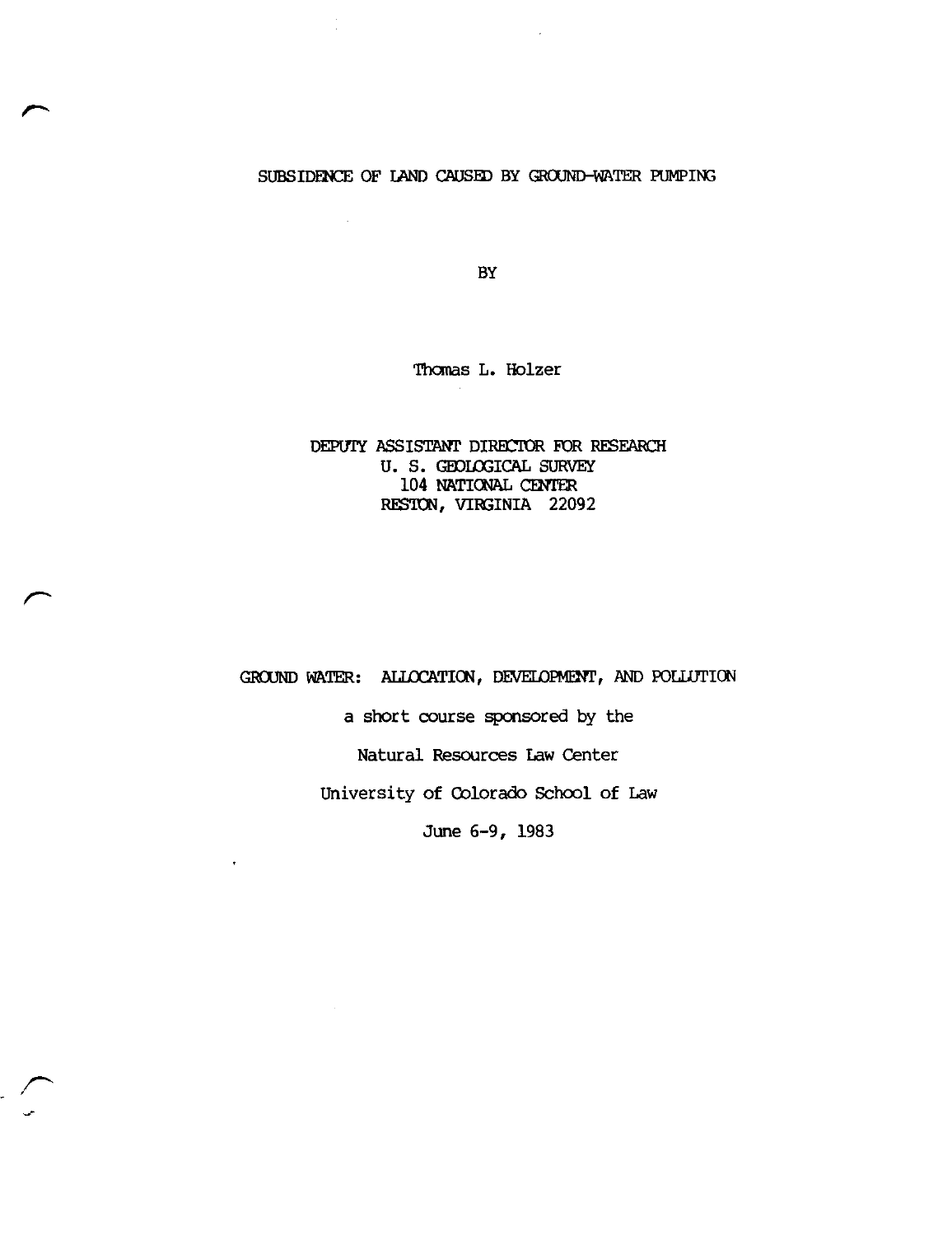# SUBSIDENCE OF LAND CAUSED BY GROUND-WATER PUMPING

BY

Thomas L. Holzer

DEPUTY ASSISTANT DIRECTOR FOR RESEARCH
U. S. GEOLOGICAL SURVEY
104 NATIONAL CENTER
RESTON, VIRGINIA 22092

GROUND WATER: ALLOCATION, DEVELOPMENT, AND POLLUTION

a short course sponsored by the

Natural Resources Law Center

University of Colorado School of Law

June 6-9, 1983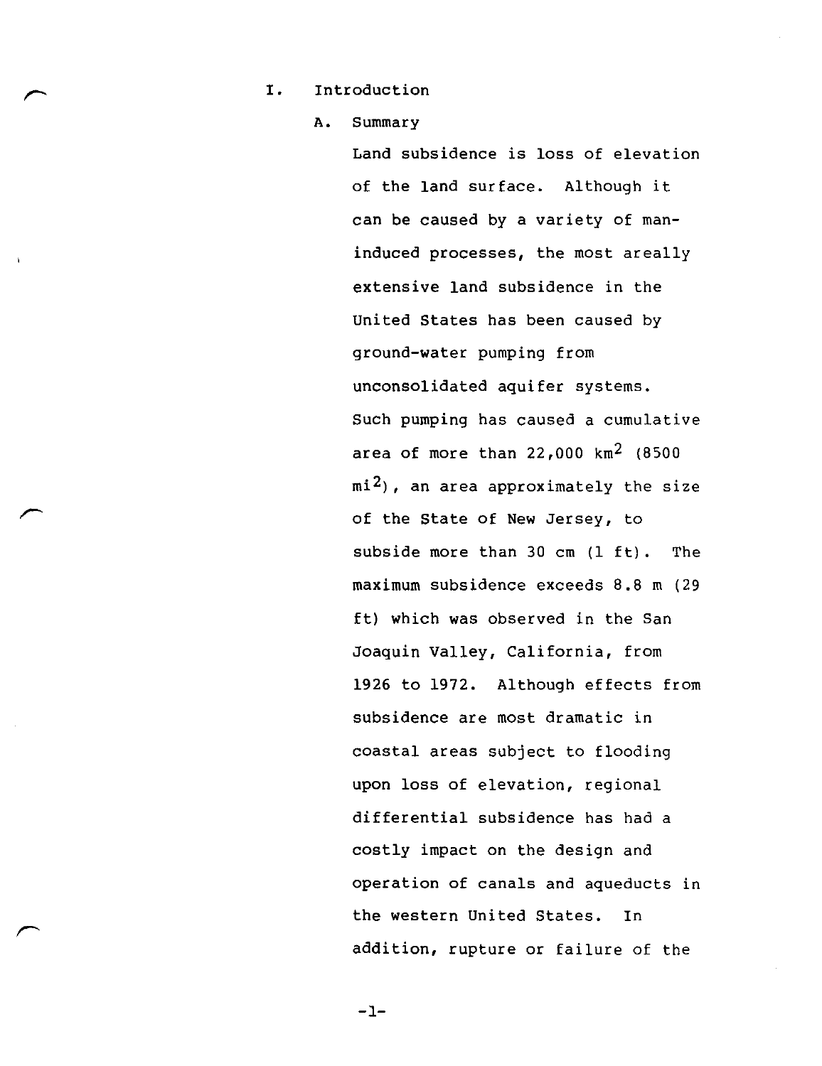# I. Introduction

## A. Summary

Land subsidence is loss of elevation of the land surface. Although it can be caused by a variety of man-induced processes, the most areally extensive land subsidence in the United States has been caused by ground-water pumping from unconsolidated aquifer systems. Such pumping has caused a cumulative area of more than 22,000 $km^2$ (8500 $mi^2$), an area approximately the size of the State of New Jersey, to subside more than 30 cm (1 ft). The maximum subsidence exceeds 8.8 m (29 ft) which was observed in the San Joaquin Valley, California, from 1926 to 1972. Although effects from subsidence are most dramatic in coastal areas subject to flooding upon loss of elevation, regional differential subsidence has had a costly impact on the design and operation of canals and aqueducts in the western United States. In addition, rupture or failure of the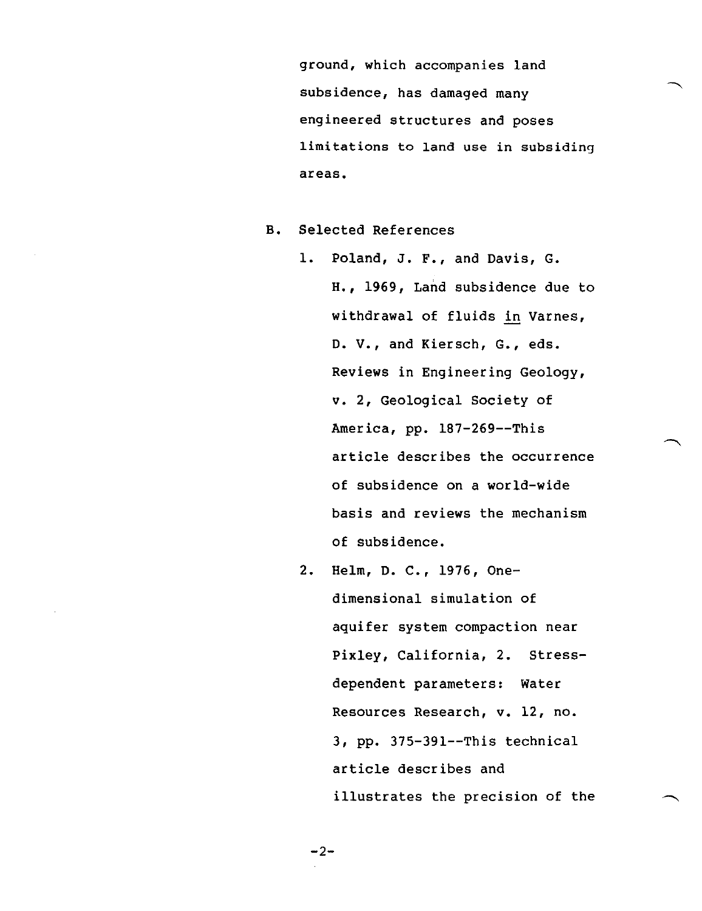ground, which accompanies land subsidence, has damaged many engineered structures and poses limitations to land use in subsiding areas.

B. Selected References

1. Poland, J. F., and Davis, G. H., 1969, Land subsidence due to withdrawal of fluids <u>in</u> Varnes, D. V., and Kiersch, G., eds. Reviews in Engineering Geology, v. 2, Geological Society of America, pp. 187-269--This article describes the occurrence of subsidence on a world-wide basis and reviews the mechanism of subsidence.

2. Helm, D. C., 1976, One-dimensional simulation of aquifer system compaction near Pixley, California, 2. Stress-dependent parameters: Water Resources Research, v. 12, no. 3, pp. 375-391--This technical article describes and illustrates the precision of the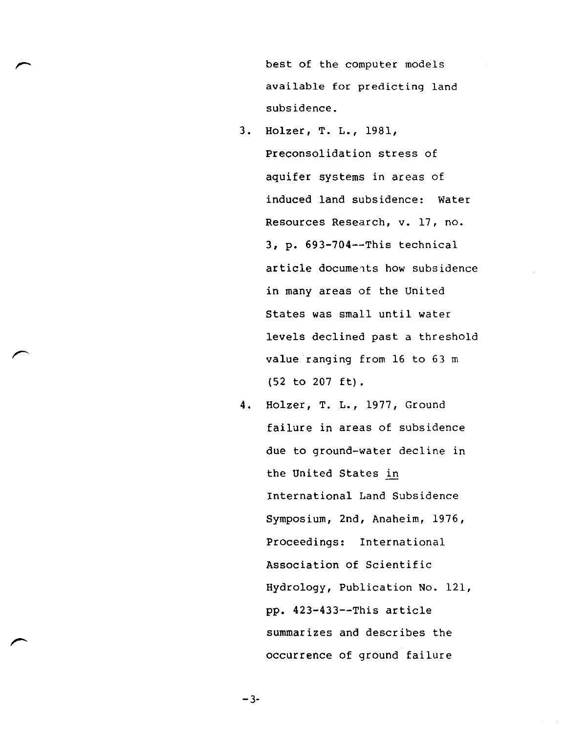best of the computer models available for predicting land subsidence.

3. Holzer, T. L., 1981, Preconsolidation stress of aquifer systems in areas of induced land subsidence: Water Resources Research, v. 17, no. 3, p. 693-704--This technical article documents how subsidence in many areas of the United States was small until water levels declined past a threshold value ranging from 16 to 63 m (52 to 207 ft).

4. Holzer, T. L., 1977, Ground failure in areas of subsidence due to ground-water decline in the United States in International Land Subsidence Symposium, 2nd, Anaheim, 1976, Proceedings: International Association of Scientific Hydrology, Publication No. 121, pp. 423-433--This article summarizes and describes the occurrence of ground failure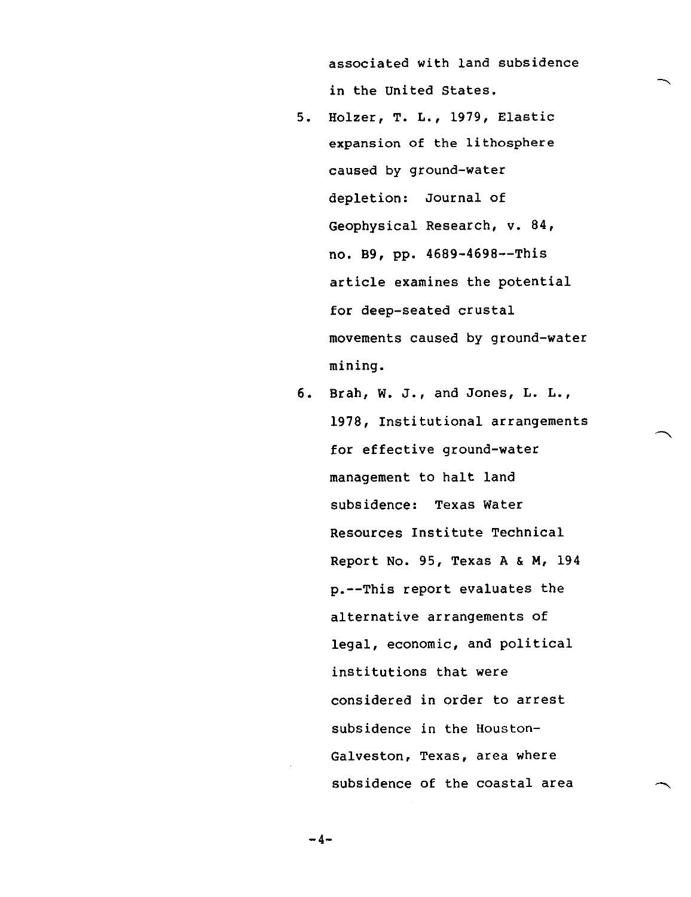associated with land subsidence in the United States.

5. Holzer, T. L., 1979, Elastic expansion of the lithosphere caused by ground-water depletion: Journal of Geophysical Research, v. 84, no. B9, pp. 4689-4698--This article examines the potential for deep-seated crustal movements caused by ground-water mining.

6. Brah, W. J., and Jones, L. L., 1978, Institutional arrangements for effective ground-water management to halt land subsidence: Texas Water Resources Institute Technical Report No. 95, Texas A & M, 194 p.--This report evaluates the alternative arrangements of legal, economic, and political institutions that were considered in order to arrest subsidence in the Houston-Galveston, Texas, area where subsidence of the coastal area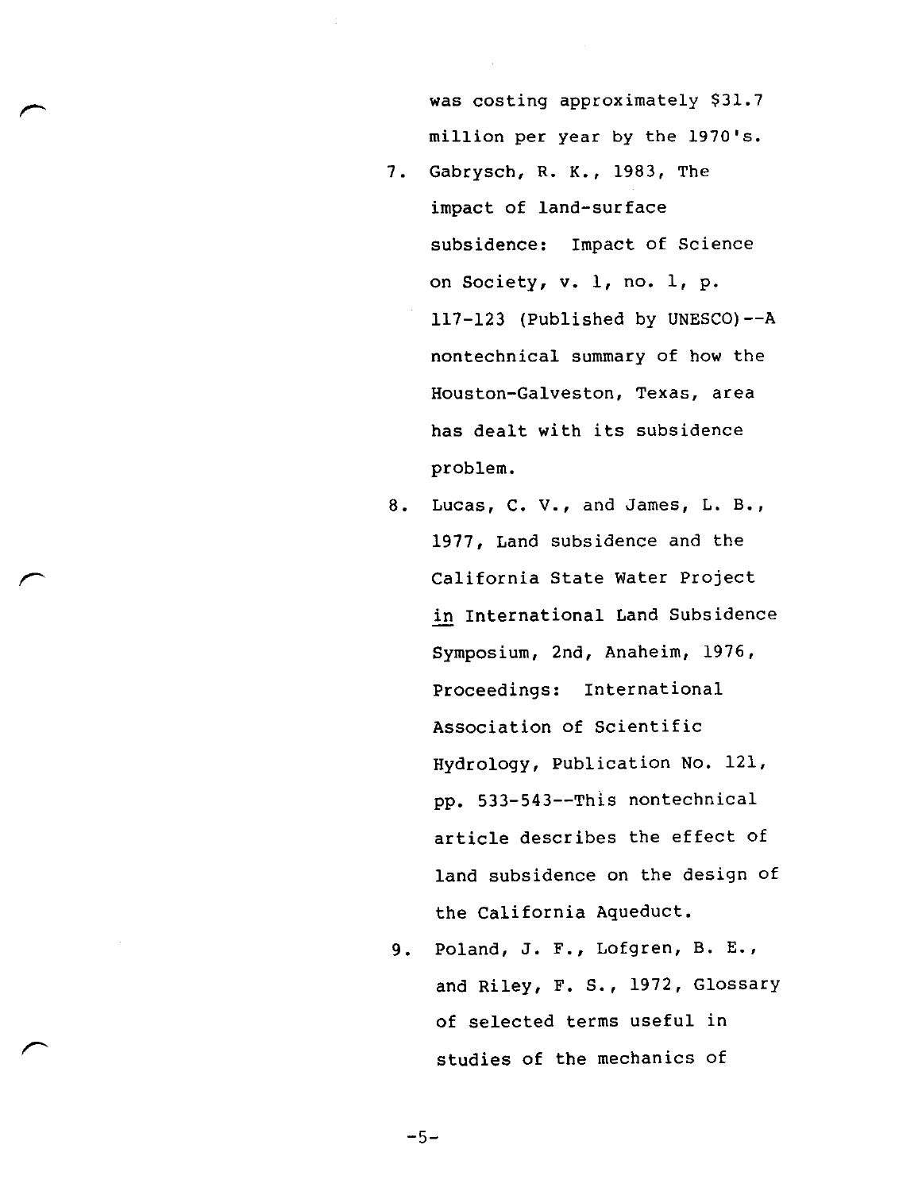was costing approximately $31.7 million per year by the 1970's.

7. Gabrysch, R. K., 1983, The impact of land-surface subsidence: Impact of Science on Society, v. 1, no. 1, p. 117-123 (Published by UNESCO)--A nontechnical summary of how the Houston-Galveston, Texas, area has dealt with its subsidence problem.

8. Lucas, C. V., and James, L. B., 1977, Land subsidence and the California State Water Project in International Land Subsidence Symposium, 2nd, Anaheim, 1976, Proceedings: International Association of Scientific Hydrology, Publication No. 121, pp. 533-543--This nontechnical article describes the effect of land subsidence on the design of the California Aqueduct.

9. Poland, J. F., Lofgren, B. E., and Riley, F. S., 1972, Glossary of selected terms useful in studies of the mechanics of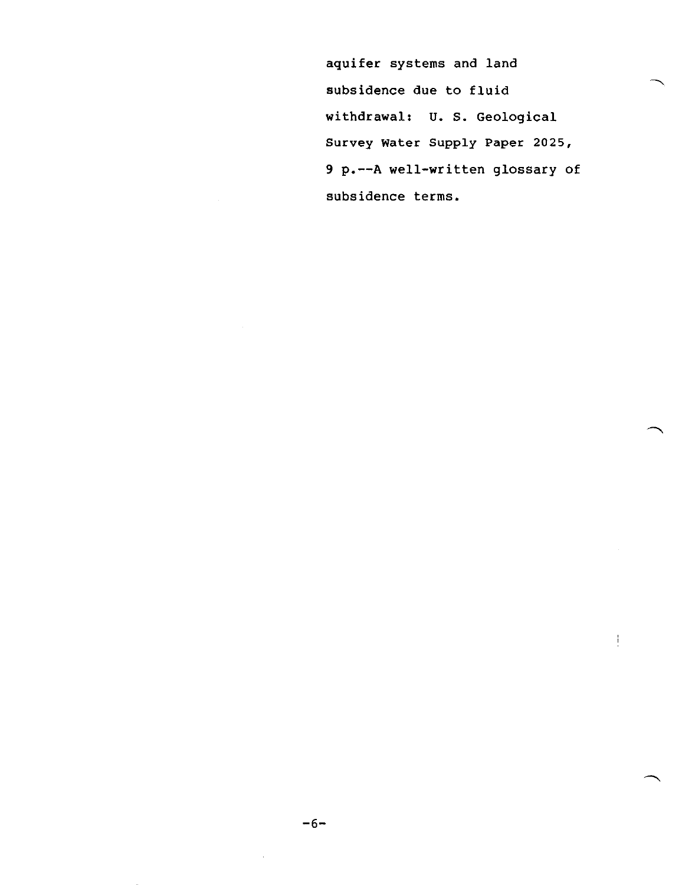aquifer systems and land subsidence due to fluid withdrawal: U. S. Geological Survey Water Supply Paper 2025, 9 p.--A well-written glossary of subsidence terms.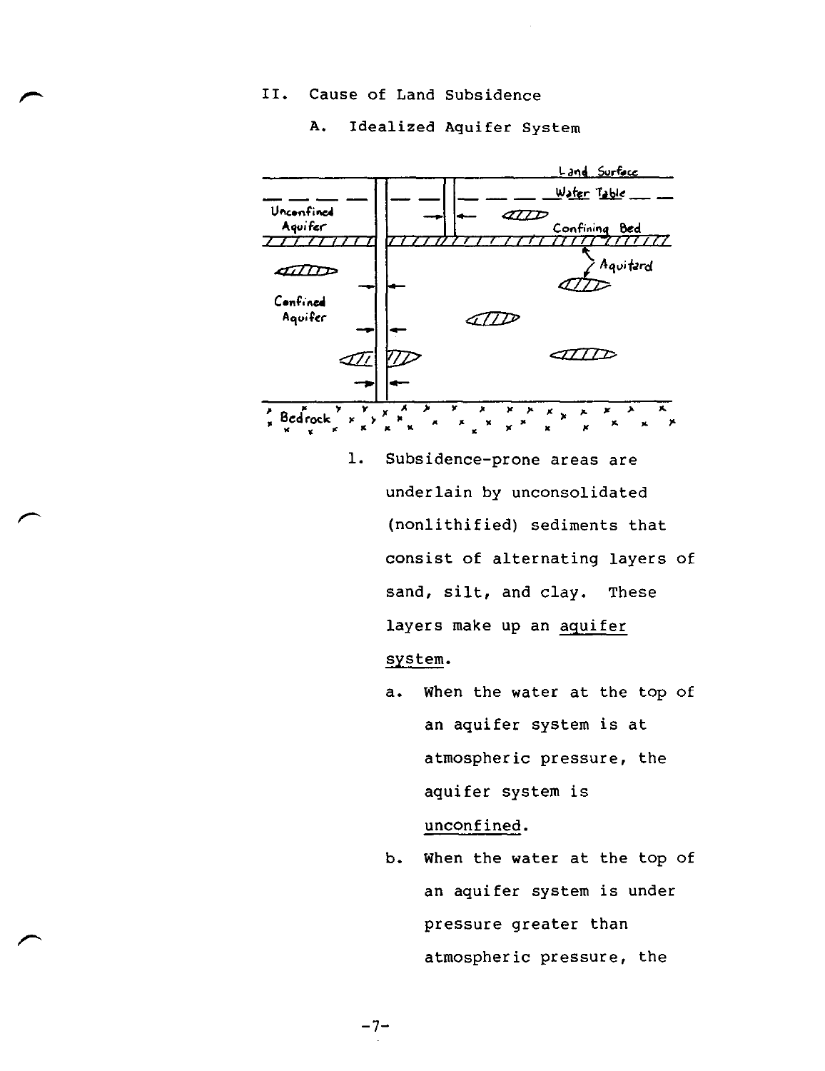## II. Cause of Land Subsidence

### A. Idealized Aquifer System

1. Subsidence-prone areas are underlain by unconsolidated (nonlithified) sediments that consist of alternating layers of sand, silt, and clay. These layers make up an aquifer system.

   a. When the water at the top of an aquifer system is at atmospheric pressure, the aquifer system is unconfined.

   b. When the water at the top of an aquifer system is under pressure greater than atmospheric pressure, the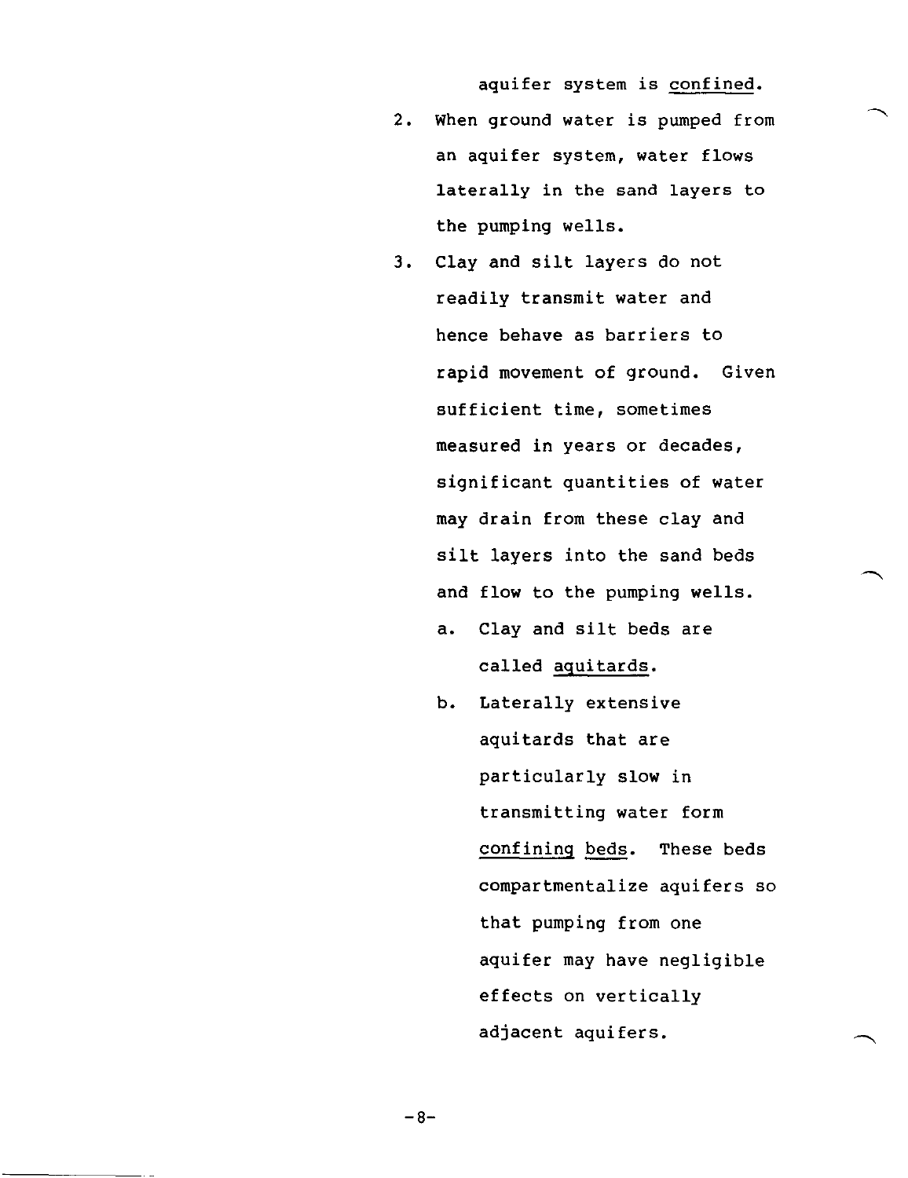aquifer system is <u>confined</u>.

2. When ground water is pumped from an aquifer system, water flows laterally in the sand layers to the pumping wells.

3. Clay and silt layers do not readily transmit water and hence behave as barriers to rapid movement of ground. Given sufficient time, sometimes measured in years or decades, significant quantities of water may drain from these clay and silt layers into the sand beds and flow to the pumping wells.

    a. Clay and silt beds are called <u>aquitards</u>.

    b. Laterally extensive aquitards that are particularly slow in transmitting water form <u>confining beds</u>. These beds compartmentalize aquifers so that pumping from one aquifer may have negligible effects on vertically adjacent aquifers.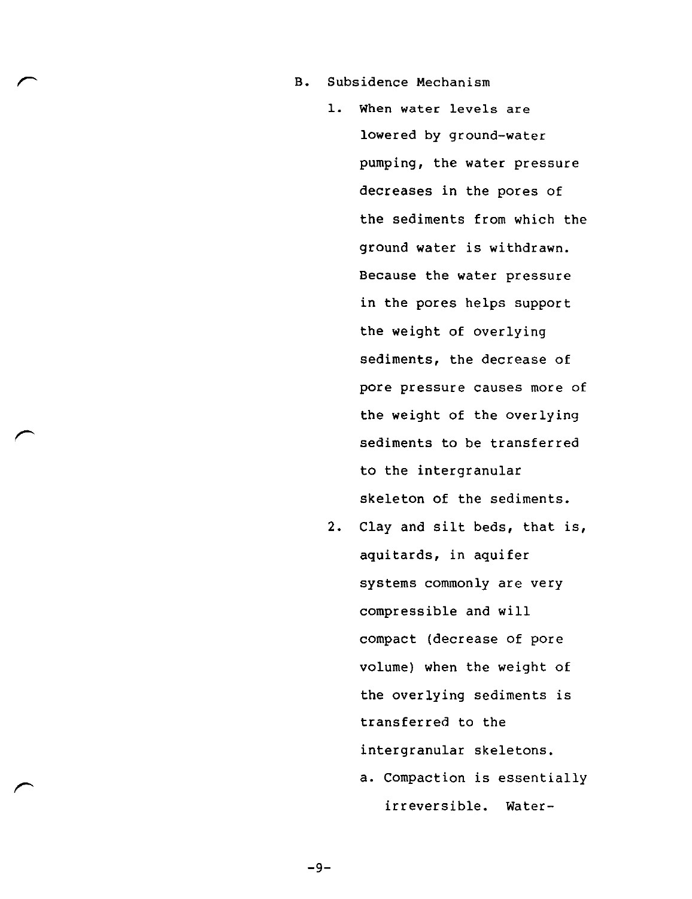B. Subsidence Mechanism

1. When water levels are lowered by ground-water pumping, the water pressure decreases in the pores of the sediments from which the ground water is withdrawn. Because the water pressure in the pores helps support the weight of overlying sediments, the decrease of pore pressure causes more of the weight of the overlying sediments to be transferred to the intergranular skeleton of the sediments.

2. Clay and silt beds, that is, aquitards, in aquifer systems commonly are very compressible and will compact (decrease of pore volume) when the weight of the overlying sediments is transferred to the intergranular skeletons.

   a. Compaction is essentially irreversible. Water-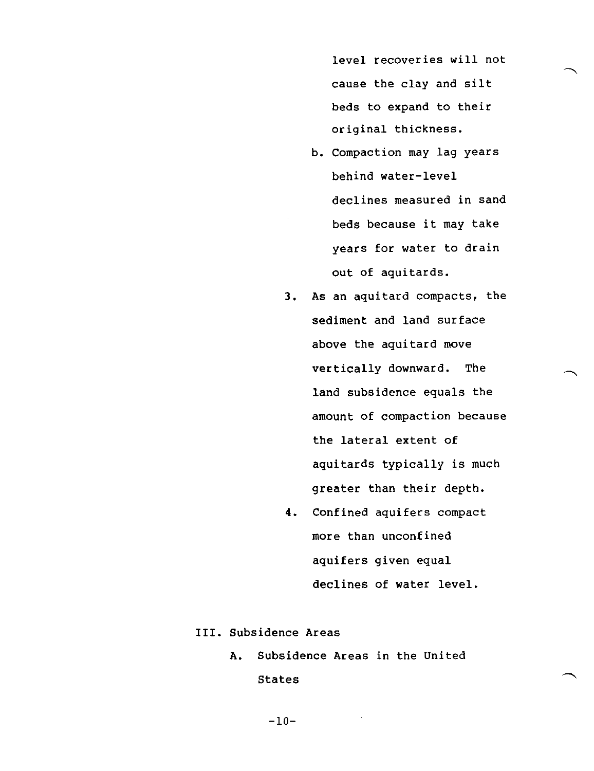level recoveries will not cause the clay and silt beds to expand to their original thickness.

   b. Compaction may lag years behind water-level declines measured in sand beds because it may take years for water to drain out of aquitards.

3. As an aquitard compacts, the sediment and land surface above the aquitard move vertically downward. The land subsidence equals the amount of compaction because the lateral extent of aquitards typically is much greater than their depth.

4. Confined aquifers compact more than unconfined aquifers given equal declines of water level.

## III. Subsidence Areas

### A. Subsidence Areas in the United States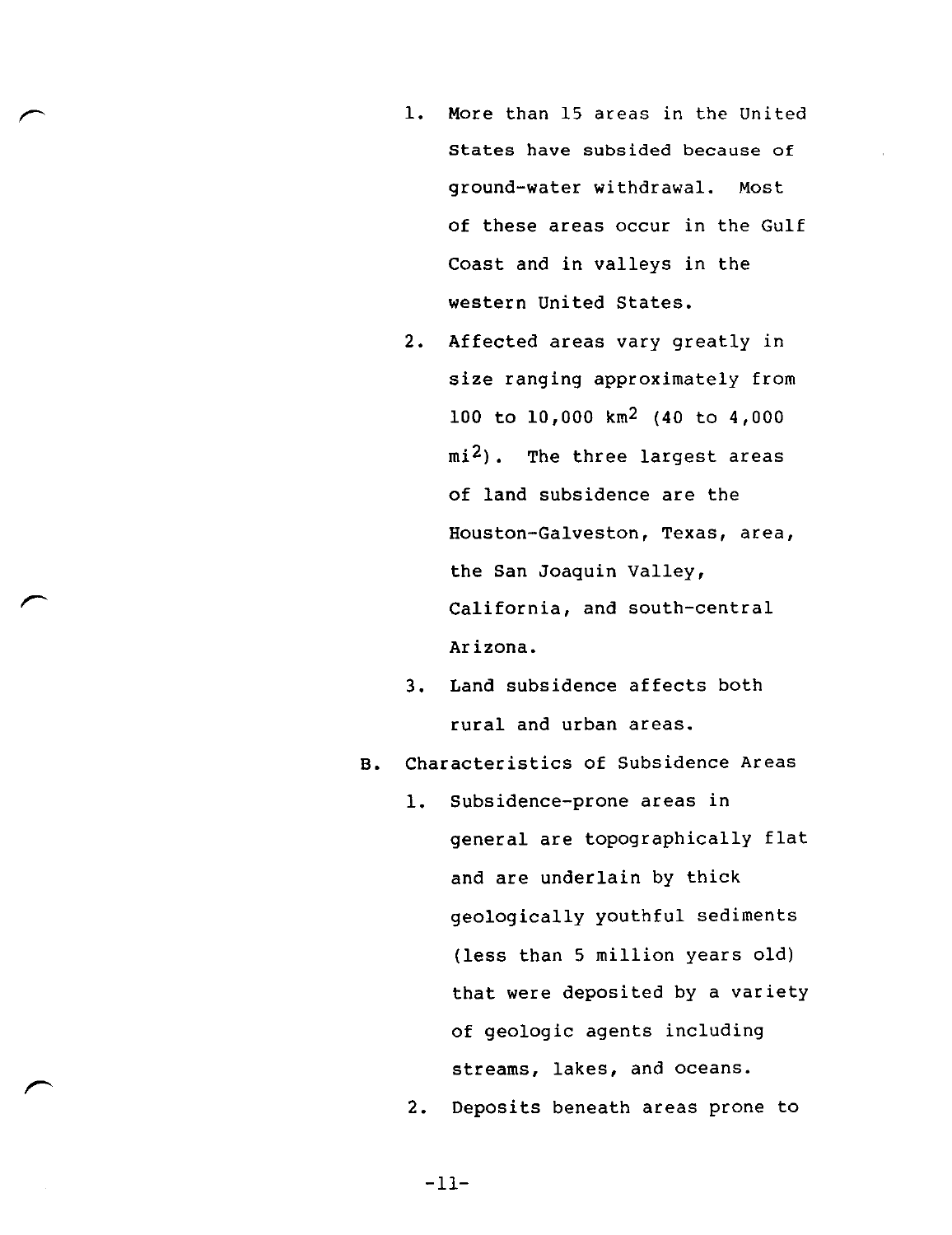1. More than 15 areas in the United States have subsided because of ground-water withdrawal. Most of these areas occur in the Gulf Coast and in valleys in the western United States.
2. Affected areas vary greatly in size ranging approximately from 100 to 10,000 $km^2$ (40 to 4,000 $mi^2$). The three largest areas of land subsidence are the Houston-Galveston, Texas, area, the San Joaquin Valley, California, and south-central Arizona.
3. Land subsidence affects both rural and urban areas.

B. Characteristics of Subsidence Areas

1. Subsidence-prone areas in general are topographically flat and are underlain by thick geologically youthful sediments (less than 5 million years old) that were deposited by a variety of geologic agents including streams, lakes, and oceans.
2. Deposits beneath areas prone to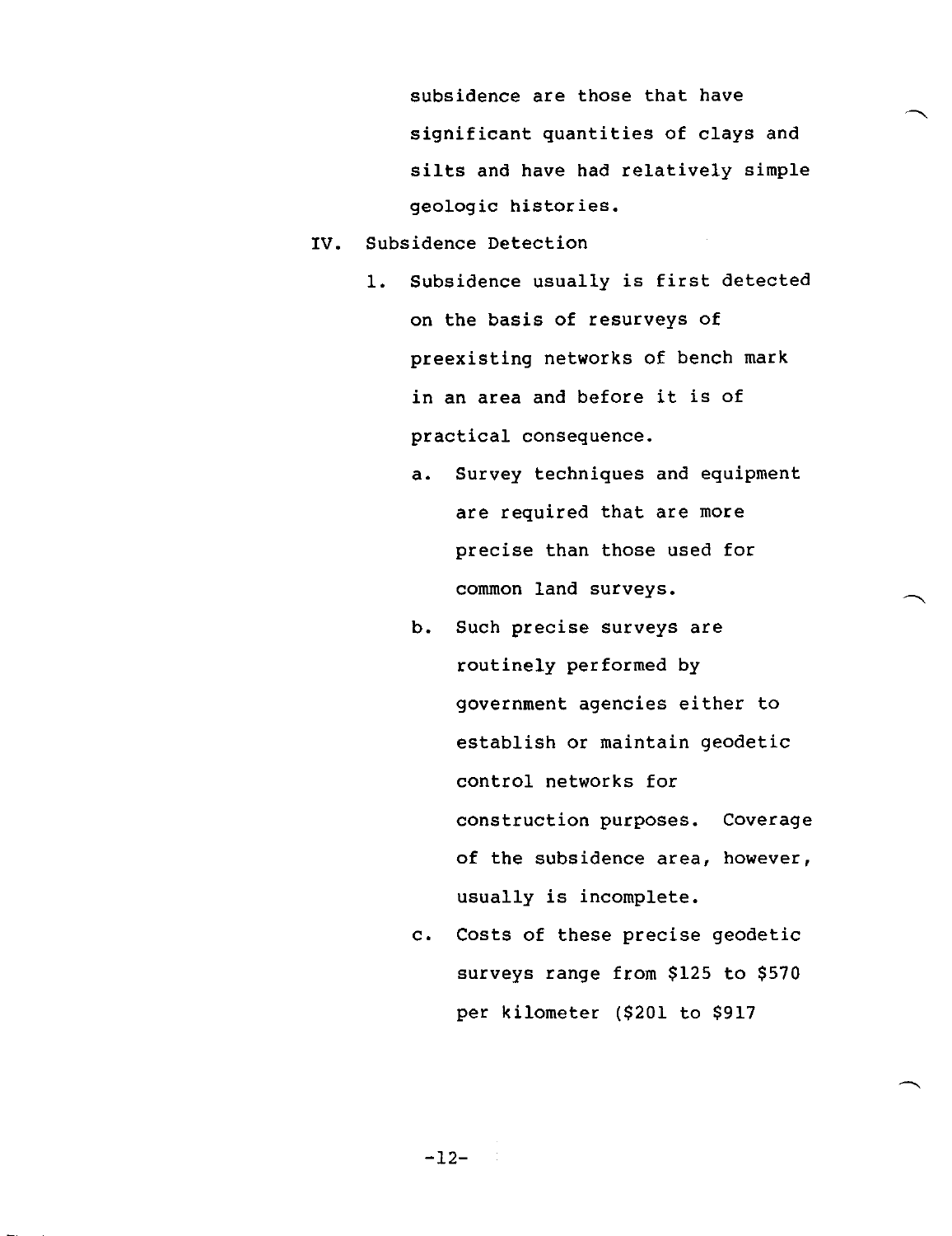subsidence are those that have significant quantities of clays and silts and have had relatively simple geologic histories.

IV. Subsidence Detection

1. Subsidence usually is first detected on the basis of resurveys of preexisting networks of bench mark in an area and before it is of practical consequence.

   a. Survey techniques and equipment are required that are more precise than those used for common land surveys.

   b. Such precise surveys are routinely performed by government agencies either to establish or maintain geodetic control networks for construction purposes. Coverage of the subsidence area, however, usually is incomplete.

   c. Costs of these precise geodetic surveys range from $125 to $570 per kilometer ($201 to $917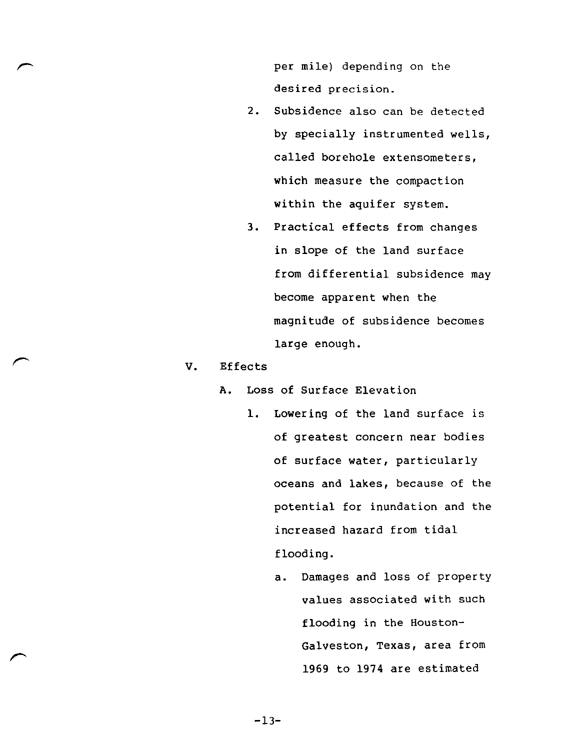per mile) depending on the desired precision.

2. Subsidence also can be detected by specially instrumented wells, called borehole extensometers, which measure the compaction within the aquifer system.

3. Practical effects from changes in slope of the land surface from differential subsidence may become apparent when the magnitude of subsidence becomes large enough.

V. Effects

   A. Loss of Surface Elevation

      1. Lowering of the land surface is of greatest concern near bodies of surface water, particularly oceans and lakes, because of the potential for inundation and the increased hazard from tidal flooding.

         a. Damages and loss of property values associated with such flooding in the Houston-Galveston, Texas, area from 1969 to 1974 are estimated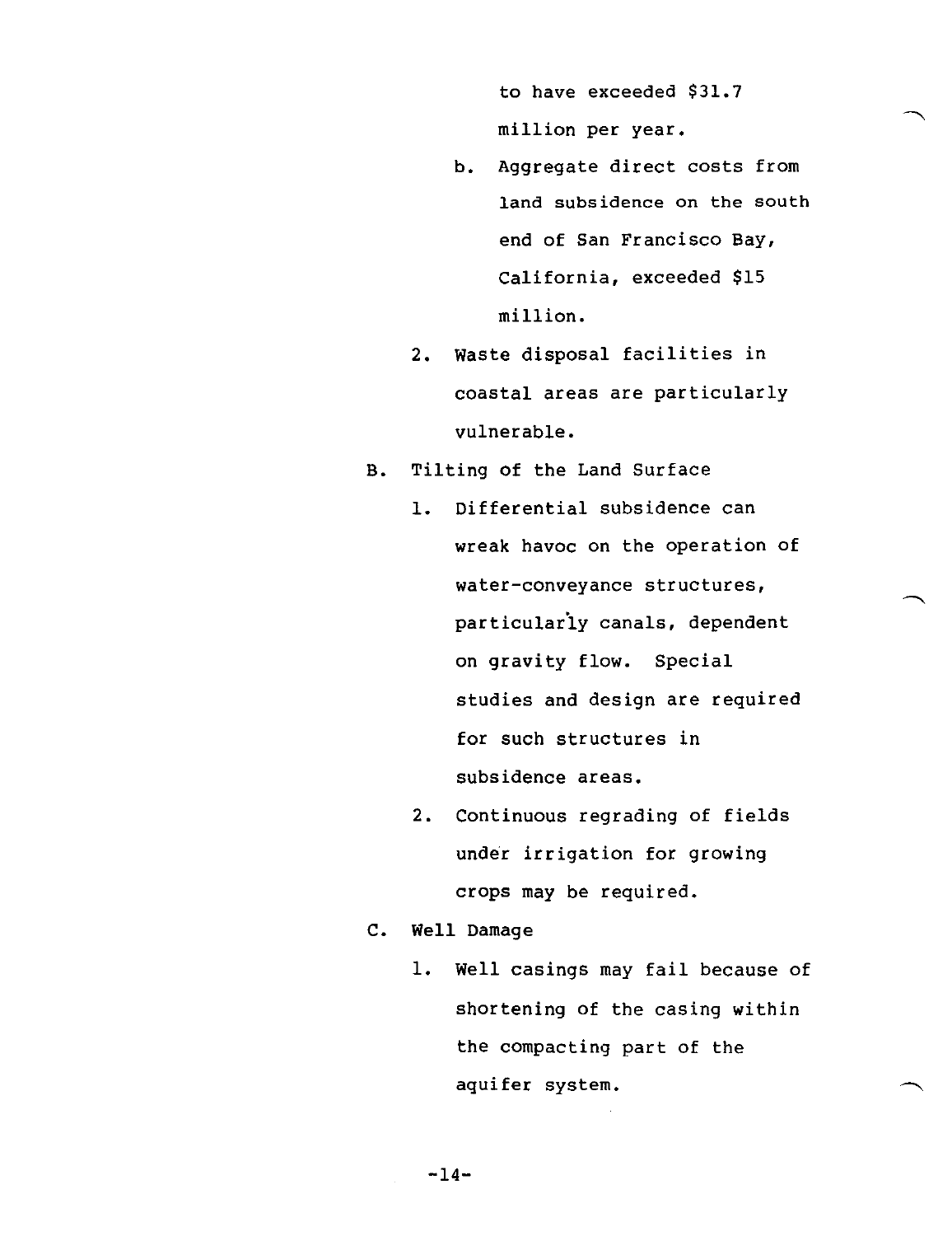to have exceeded $31.7 million per year.

   b. Aggregate direct costs from land subsidence on the south end of San Francisco Bay, California, exceeded $15 million.

2. Waste disposal facilities in coastal areas are particularly vulnerable.

B. Tilting of the Land Surface

1. Differential subsidence can wreak havoc on the operation of water-conveyance structures, particularly canals, dependent on gravity flow. Special studies and design are required for such structures in subsidence areas.

2. Continuous regrading of fields under irrigation for growing crops may be required.

C. Well Damage

1. Well casings may fail because of shortening of the casing within the compacting part of the aquifer system.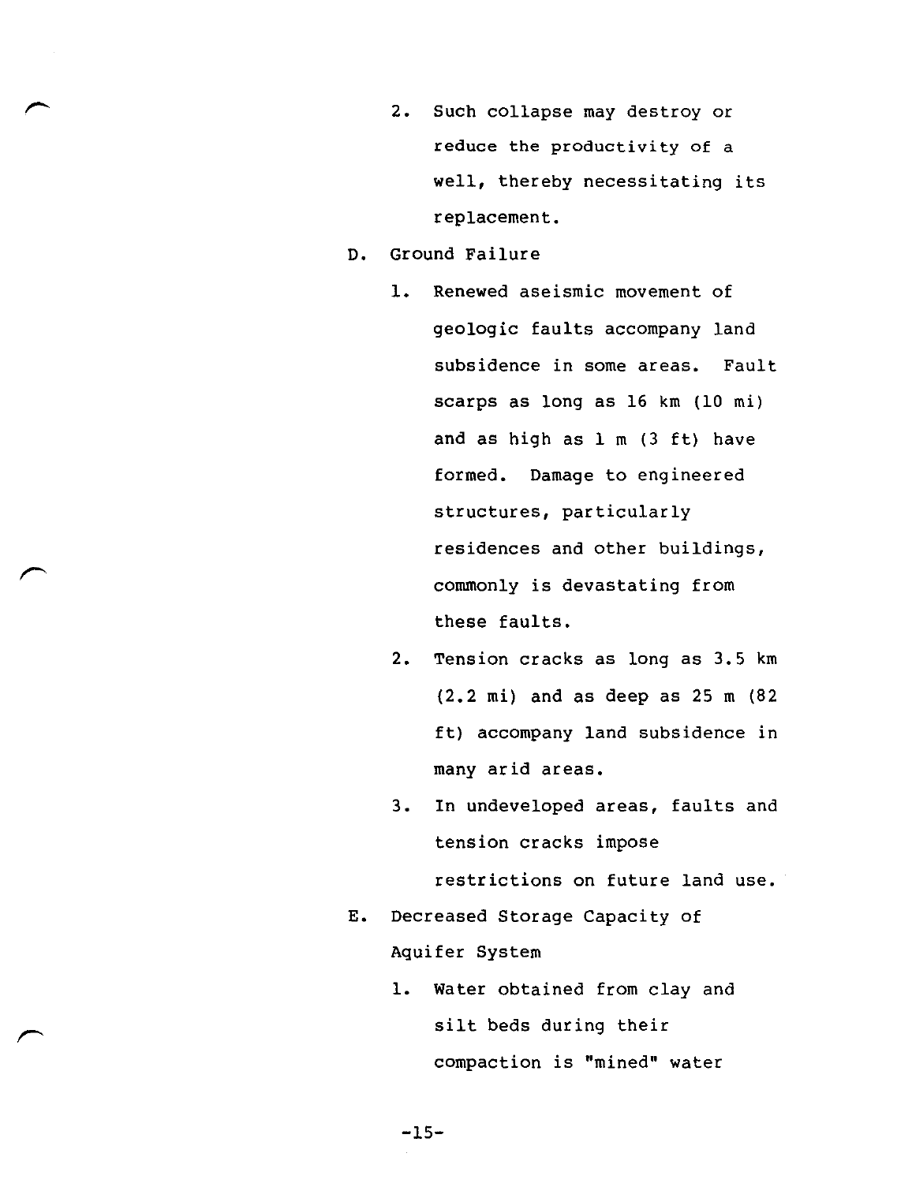2. Such collapse may destroy or reduce the productivity of a well, thereby necessitating its replacement.

D. Ground Failure

1. Renewed aseismic movement of geologic faults accompany land subsidence in some areas. Fault scarps as long as 16 km (10 mi) and as high as 1 m (3 ft) have formed. Damage to engineered structures, particularly residences and other buildings, commonly is devastating from these faults.

2. Tension cracks as long as 3.5 km (2.2 mi) and as deep as 25 m (82 ft) accompany land subsidence in many arid areas.

3. In undeveloped areas, faults and tension cracks impose restrictions on future land use.

E. Decreased Storage Capacity of Aquifer System

1. Water obtained from clay and silt beds during their compaction is "mined" water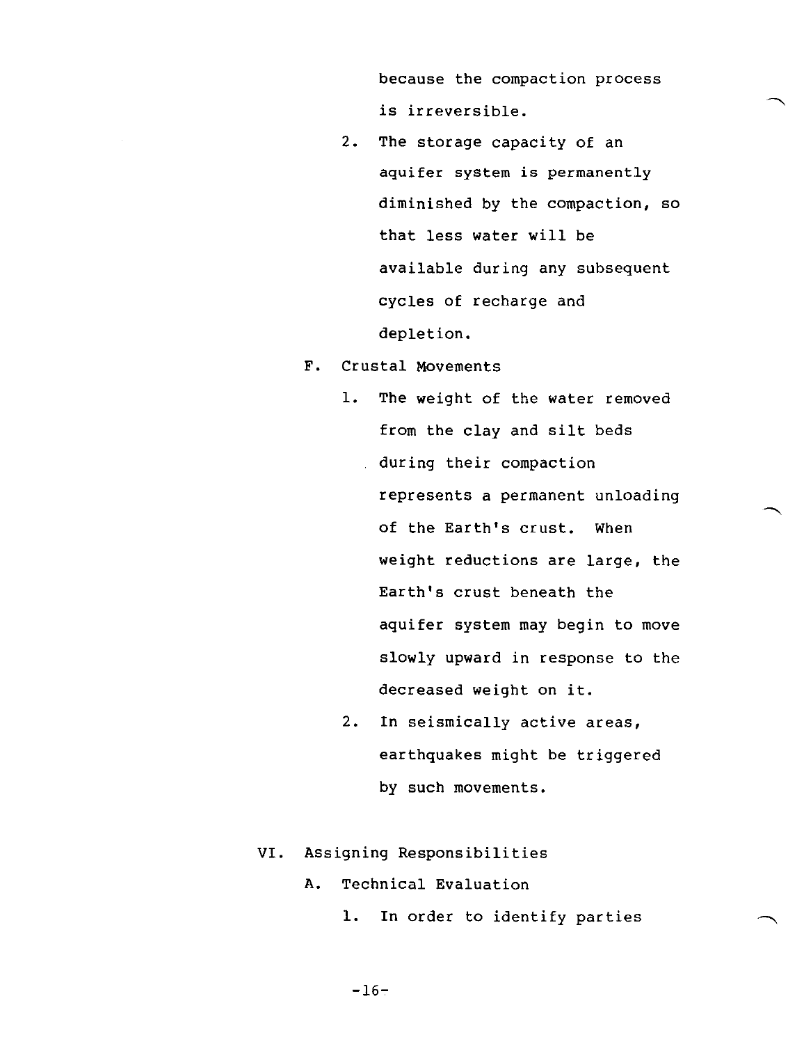because the compaction process is irreversible.

2. The storage capacity of an aquifer system is permanently diminished by the compaction, so that less water will be available during any subsequent cycles of recharge and depletion.

F. Crustal Movements

1. The weight of the water removed from the clay and silt beds during their compaction represents a permanent unloading of the Earth's crust. When weight reductions are large, the Earth's crust beneath the aquifer system may begin to move slowly upward in response to the decreased weight on it.

2. In seismically active areas, earthquakes might be triggered by such movements.

VI. Assigning Responsibilities

A. Technical Evaluation

1. In order to identify parties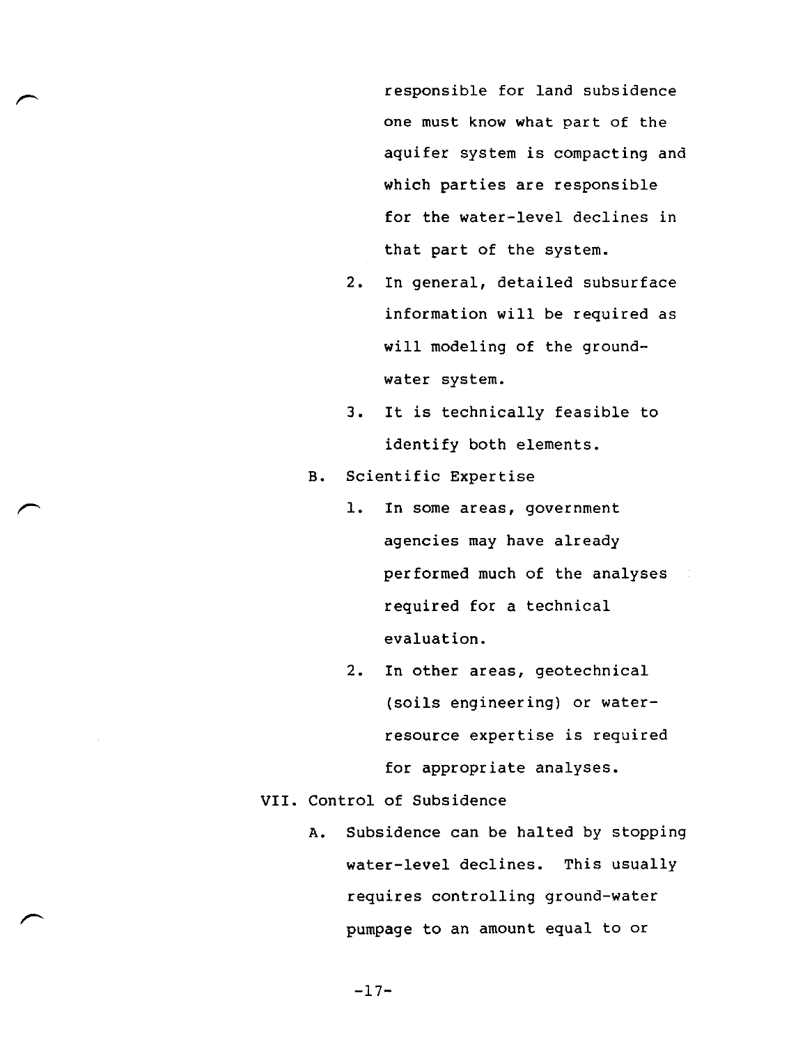responsible for land subsidence one must know what part of the aquifer system is compacting and which parties are responsible for the water-level declines in that part of the system.

2. In general, detailed subsurface information will be required as will modeling of the ground-water system.

3. It is technically feasible to identify both elements.

B. Scientific Expertise

1. In some areas, government agencies may have already performed much of the analyses required for a technical evaluation.

2. In other areas, geotechnical (soils engineering) or water-resource expertise is required for appropriate analyses.

VII. Control of Subsidence

A. Subsidence can be halted by stopping water-level declines. This usually requires controlling ground-water pumpage to an amount equal to or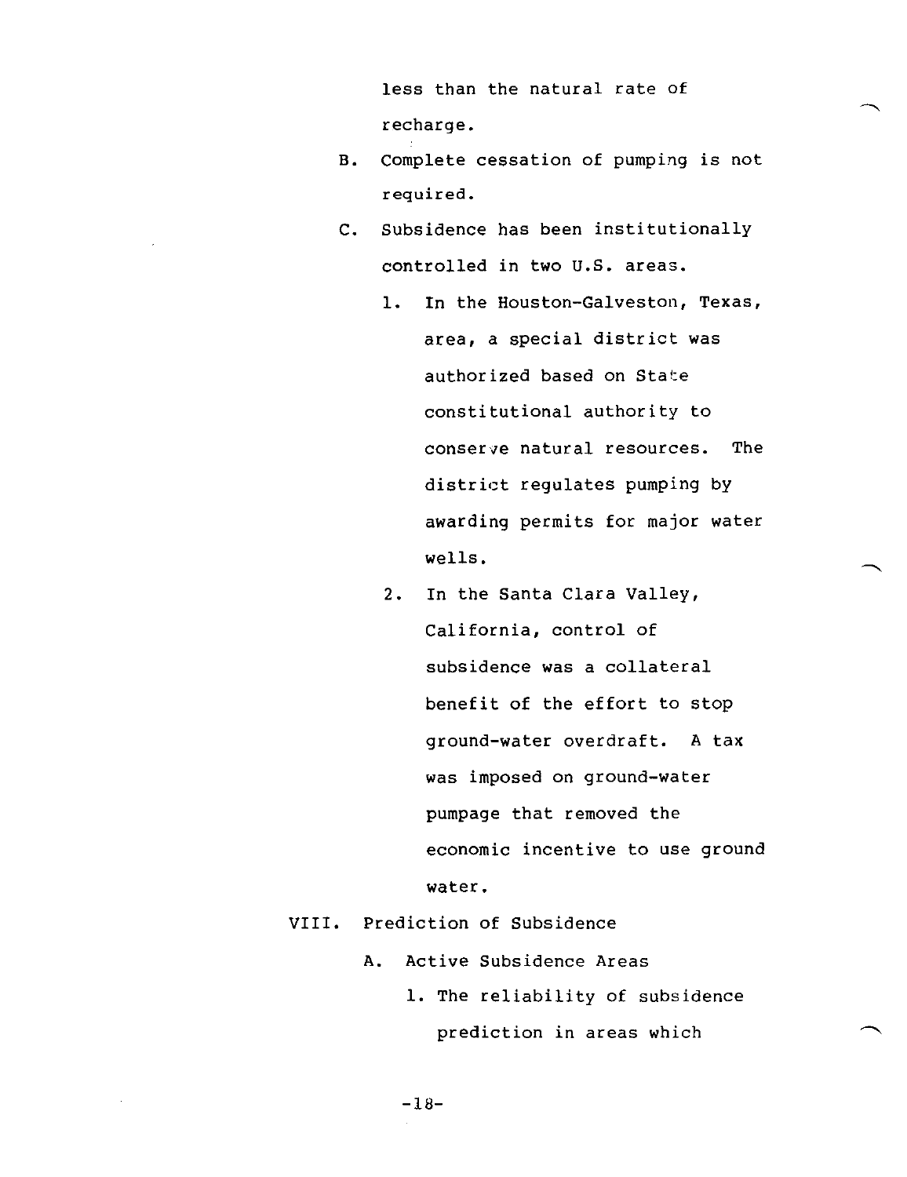less than the natural rate of recharge.

B. Complete cessation of pumping is not required.

C. Subsidence has been institutionally controlled in two U.S. areas.

   1. In the Houston-Galveston, Texas, area, a special district was authorized based on State constitutional authority to conserve natural resources. The district regulates pumping by awarding permits for major water wells.

   2. In the Santa Clara Valley, California, control of subsidence was a collateral benefit of the effort to stop ground-water overdraft. A tax was imposed on ground-water pumpage that removed the economic incentive to use ground water.

VIII. Prediction of Subsidence

A. Active Subsidence Areas

   1. The reliability of subsidence prediction in areas which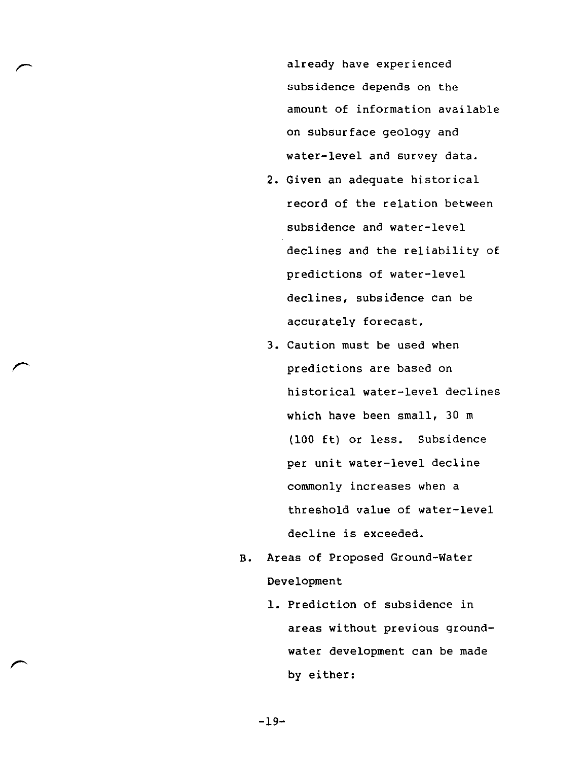already have experienced subsidence depends on the amount of information available on subsurface geology and water-level and survey data.

2. Given an adequate historical record of the relation between subsidence and water-level declines and the reliability of predictions of water-level declines, subsidence can be accurately forecast.
3. Caution must be used when predictions are based on historical water-level declines which have been small, 30 m (100 ft) or less. Subsidence per unit water-level decline commonly increases when a threshold value of water-level decline is exceeded.

B. Areas of Proposed Ground-Water Development

1. Prediction of subsidence in areas without previous ground-water development can be made by either: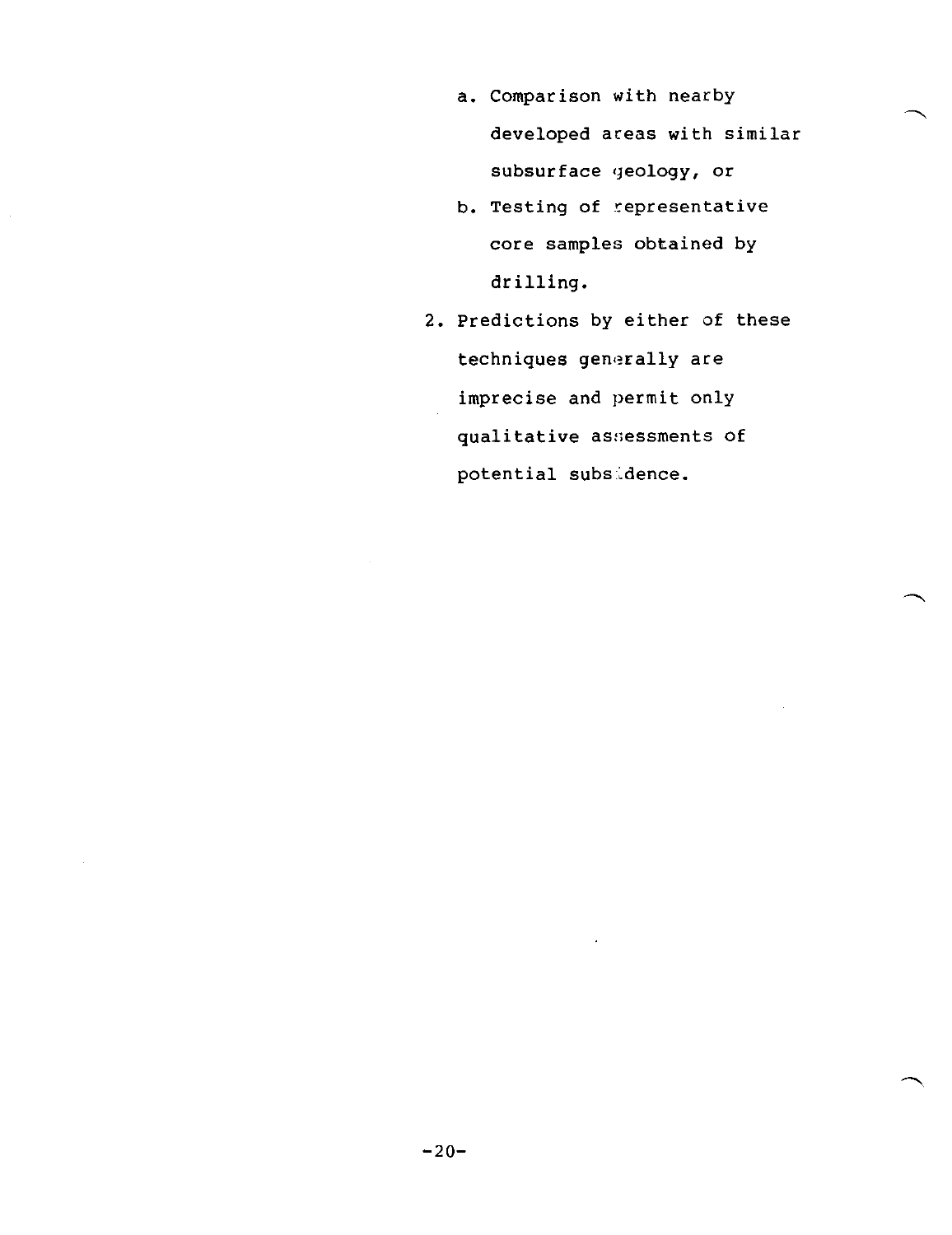a. Comparison with nearby developed areas with similar subsurface geology, or

b. Testing of representative core samples obtained by drilling.

2. Predictions by either of these techniques generally are imprecise and permit only qualitative assessments of potential subsidence.